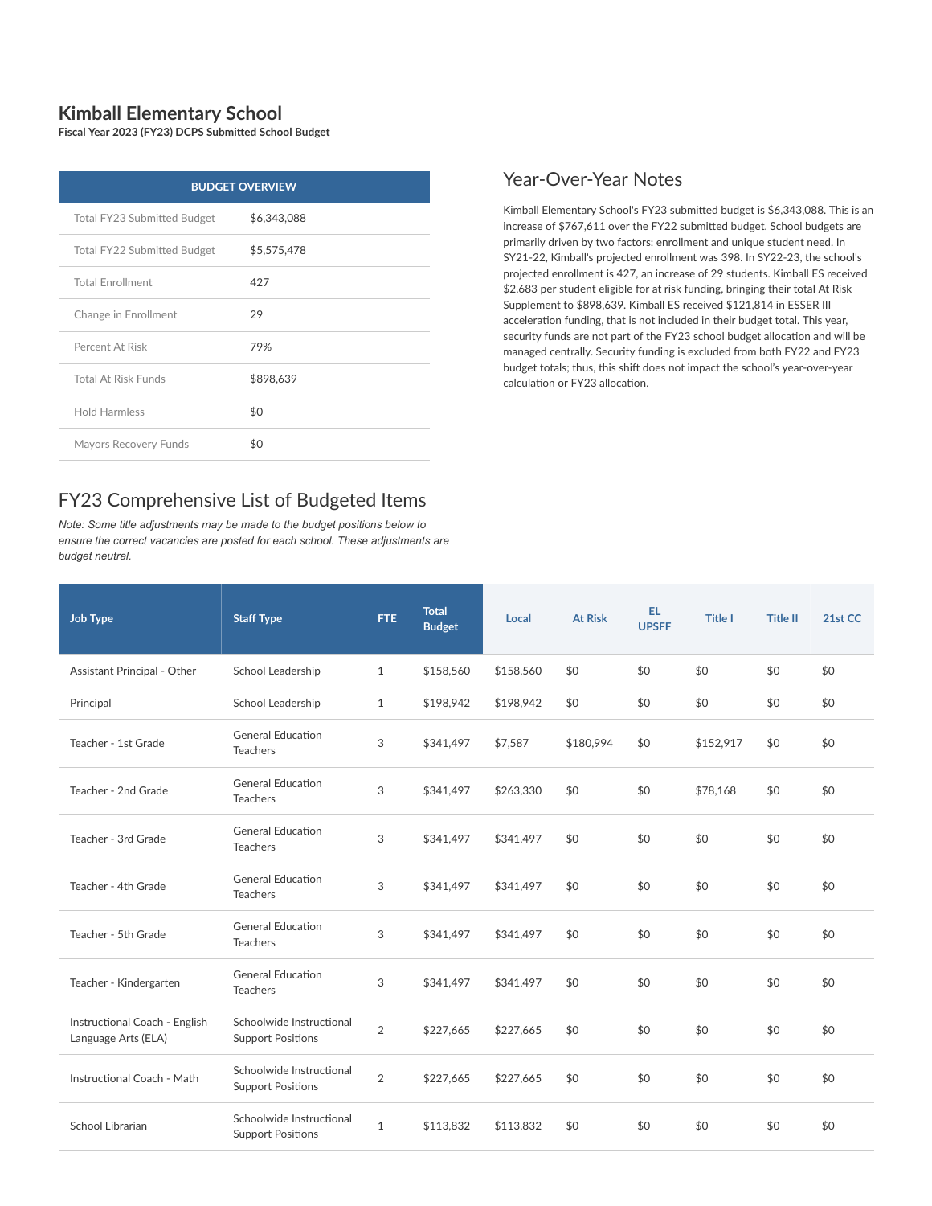# Kimball Elementary School

**Fiscal Year 2023 (FY23) DCPS Submitted School Budget**

| BUDGET OVERVIEW | |
|---|---|
| Total FY23 Submitted Budget | $6,343,088 |
| Total FY22 Submitted Budget | $5,575,478 |
| Total Enrollment | 427 |
| Change in Enrollment | 29 |
| Percent At Risk | 79% |
| Total At Risk Funds | $898,639 |
| Hold Harmless | $0 |
| Mayors Recovery Funds | $0 |

## Year-Over-Year Notes

Kimball Elementary School's FY23 submitted budget is $6,343,088. This is an increase of $767,611 over the FY22 submitted budget. School budgets are primarily driven by two factors: enrollment and unique student need. In SY21-22, Kimball's projected enrollment was 398. In SY22-23, the school's projected enrollment is 427, an increase of 29 students. Kimball ES received $2,683 per student eligible for at risk funding, bringing their total At Risk Supplement to $898,639. Kimball ES received $121,814 in ESSER III acceleration funding, that is not included in their budget total. This year, security funds are not part of the FY23 school budget allocation and will be managed centrally. Security funding is excluded from both FY22 and FY23 budget totals; thus, this shift does not impact the school's year-over-year calculation or FY23 allocation.

## FY23 Comprehensive List of Budgeted Items

*Note: Some title adjustments may be made to the budget positions below to ensure the correct vacancies are posted for each school. These adjustments are budget neutral.*

| Job Type | Staff Type | FTE | Total Budget | Local | At Risk | EL UPSFF | Title I | Title II | 21st CC |
|---|---|---|---|---|---|---|---|---|---|
| Assistant Principal - Other | School Leadership | 1 | $158,560 | $158,560 | $0 | $0 | $0 | $0 | $0 |
| Principal | School Leadership | 1 | $198,942 | $198,942 | $0 | $0 | $0 | $0 | $0 |
| Teacher - 1st Grade | General Education Teachers | 3 | $341,497 | $7,587 | $180,994 | $0 | $152,917 | $0 | $0 |
| Teacher - 2nd Grade | General Education Teachers | 3 | $341,497 | $263,330 | $0 | $0 | $78,168 | $0 | $0 |
| Teacher - 3rd Grade | General Education Teachers | 3 | $341,497 | $341,497 | $0 | $0 | $0 | $0 | $0 |
| Teacher - 4th Grade | General Education Teachers | 3 | $341,497 | $341,497 | $0 | $0 | $0 | $0 | $0 |
| Teacher - 5th Grade | General Education Teachers | 3 | $341,497 | $341,497 | $0 | $0 | $0 | $0 | $0 |
| Teacher - Kindergarten | General Education Teachers | 3 | $341,497 | $341,497 | $0 | $0 | $0 | $0 | $0 |
| Instructional Coach - English Language Arts (ELA) | Schoolwide Instructional Support Positions | 2 | $227,665 | $227,665 | $0 | $0 | $0 | $0 | $0 |
| Instructional Coach - Math | Schoolwide Instructional Support Positions | 2 | $227,665 | $227,665 | $0 | $0 | $0 | $0 | $0 |
| School Librarian | Schoolwide Instructional Support Positions | 1 | $113,832 | $113,832 | $0 | $0 | $0 | $0 | $0 |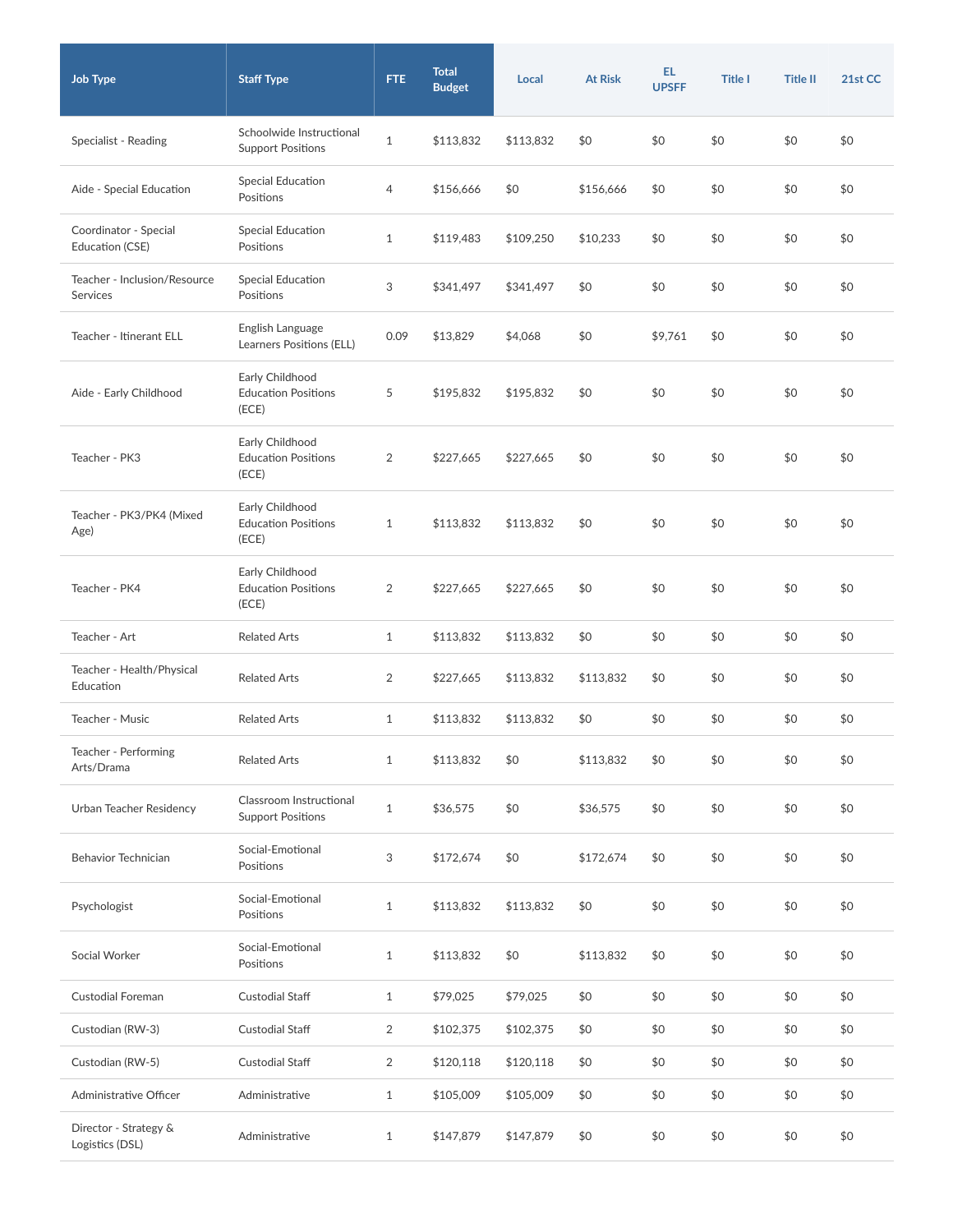| Job Type | Staff Type | FTE | Total Budget | Local | At Risk | EL UPSFF | Title I | Title II | 21st CC |
|---|---|---|---|---|---|---|---|---|---|
| Specialist - Reading | Schoolwide Instructional Support Positions | 1 | $113,832 | $113,832 | $0 | $0 | $0 | $0 | $0 |
| Aide - Special Education | Special Education Positions | 4 | $156,666 | $0 | $156,666 | $0 | $0 | $0 | $0 |
| Coordinator - Special Education (CSE) | Special Education Positions | 1 | $119,483 | $109,250 | $10,233 | $0 | $0 | $0 | $0 |
| Teacher - Inclusion/Resource Services | Special Education Positions | 3 | $341,497 | $341,497 | $0 | $0 | $0 | $0 | $0 |
| Teacher - Itinerant ELL | English Language Learners Positions (ELL) | 0.09 | $13,829 | $4,068 | $0 | $9,761 | $0 | $0 | $0 |
| Aide - Early Childhood | Early Childhood Education Positions (ECE) | 5 | $195,832 | $195,832 | $0 | $0 | $0 | $0 | $0 |
| Teacher - PK3 | Early Childhood Education Positions (ECE) | 2 | $227,665 | $227,665 | $0 | $0 | $0 | $0 | $0 |
| Teacher - PK3/PK4 (Mixed Age) | Early Childhood Education Positions (ECE) | 1 | $113,832 | $113,832 | $0 | $0 | $0 | $0 | $0 |
| Teacher - PK4 | Early Childhood Education Positions (ECE) | 2 | $227,665 | $227,665 | $0 | $0 | $0 | $0 | $0 |
| Teacher - Art | Related Arts | 1 | $113,832 | $113,832 | $0 | $0 | $0 | $0 | $0 |
| Teacher - Health/Physical Education | Related Arts | 2 | $227,665 | $113,832 | $113,832 | $0 | $0 | $0 | $0 |
| Teacher - Music | Related Arts | 1 | $113,832 | $113,832 | $0 | $0 | $0 | $0 | $0 |
| Teacher - Performing Arts/Drama | Related Arts | 1 | $113,832 | $0 | $113,832 | $0 | $0 | $0 | $0 |
| Urban Teacher Residency | Classroom Instructional Support Positions | 1 | $36,575 | $0 | $36,575 | $0 | $0 | $0 | $0 |
| Behavior Technician | Social-Emotional Positions | 3 | $172,674 | $0 | $172,674 | $0 | $0 | $0 | $0 |
| Psychologist | Social-Emotional Positions | 1 | $113,832 | $113,832 | $0 | $0 | $0 | $0 | $0 |
| Social Worker | Social-Emotional Positions | 1 | $113,832 | $0 | $113,832 | $0 | $0 | $0 | $0 |
| Custodial Foreman | Custodial Staff | 1 | $79,025 | $79,025 | $0 | $0 | $0 | $0 | $0 |
| Custodian (RW-3) | Custodial Staff | 2 | $102,375 | $102,375 | $0 | $0 | $0 | $0 | $0 |
| Custodian (RW-5) | Custodial Staff | 2 | $120,118 | $120,118 | $0 | $0 | $0 | $0 | $0 |
| Administrative Officer | Administrative | 1 | $105,009 | $105,009 | $0 | $0 | $0 | $0 | $0 |
| Director - Strategy & Logistics (DSL) | Administrative | 1 | $147,879 | $147,879 | $0 | $0 | $0 | $0 | $0 |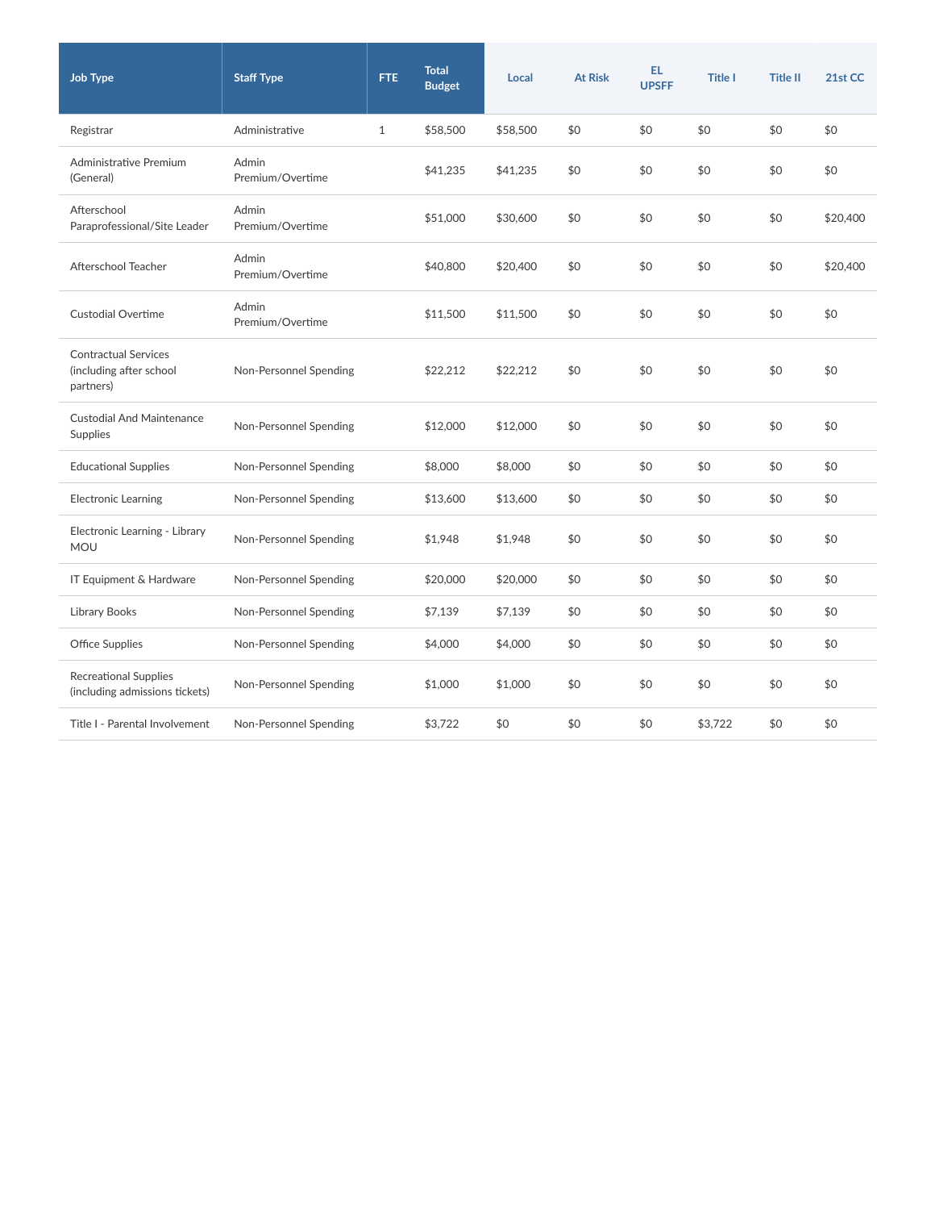| Job Type | Staff Type | FTE | Total Budget | Local | At Risk | EL UPSFF | Title I | Title II | 21st CC |
|---|---|---|---|---|---|---|---|---|---|
| Registrar | Administrative | 1 | $58,500 | $58,500 | $0 | $0 | $0 | $0 | $0 |
| Administrative Premium (General) | Admin Premium/Overtime | | $41,235 | $41,235 | $0 | $0 | $0 | $0 | $0 |
| Afterschool Paraprofessional/Site Leader | Admin Premium/Overtime | | $51,000 | $30,600 | $0 | $0 | $0 | $0 | $20,400 |
| Afterschool Teacher | Admin Premium/Overtime | | $40,800 | $20,400 | $0 | $0 | $0 | $0 | $20,400 |
| Custodial Overtime | Admin Premium/Overtime | | $11,500 | $11,500 | $0 | $0 | $0 | $0 | $0 |
| Contractual Services (including after school partners) | Non-Personnel Spending | | $22,212 | $22,212 | $0 | $0 | $0 | $0 | $0 |
| Custodial And Maintenance Supplies | Non-Personnel Spending | | $12,000 | $12,000 | $0 | $0 | $0 | $0 | $0 |
| Educational Supplies | Non-Personnel Spending | | $8,000 | $8,000 | $0 | $0 | $0 | $0 | $0 |
| Electronic Learning | Non-Personnel Spending | | $13,600 | $13,600 | $0 | $0 | $0 | $0 | $0 |
| Electronic Learning - Library MOU | Non-Personnel Spending | | $1,948 | $1,948 | $0 | $0 | $0 | $0 | $0 |
| IT Equipment & Hardware | Non-Personnel Spending | | $20,000 | $20,000 | $0 | $0 | $0 | $0 | $0 |
| Library Books | Non-Personnel Spending | | $7,139 | $7,139 | $0 | $0 | $0 | $0 | $0 |
| Office Supplies | Non-Personnel Spending | | $4,000 | $4,000 | $0 | $0 | $0 | $0 | $0 |
| Recreational Supplies (including admissions tickets) | Non-Personnel Spending | | $1,000 | $1,000 | $0 | $0 | $0 | $0 | $0 |
| Title I - Parental Involvement | Non-Personnel Spending | | $3,722 | $0 | $0 | $0 | $3,722 | $0 | $0 |